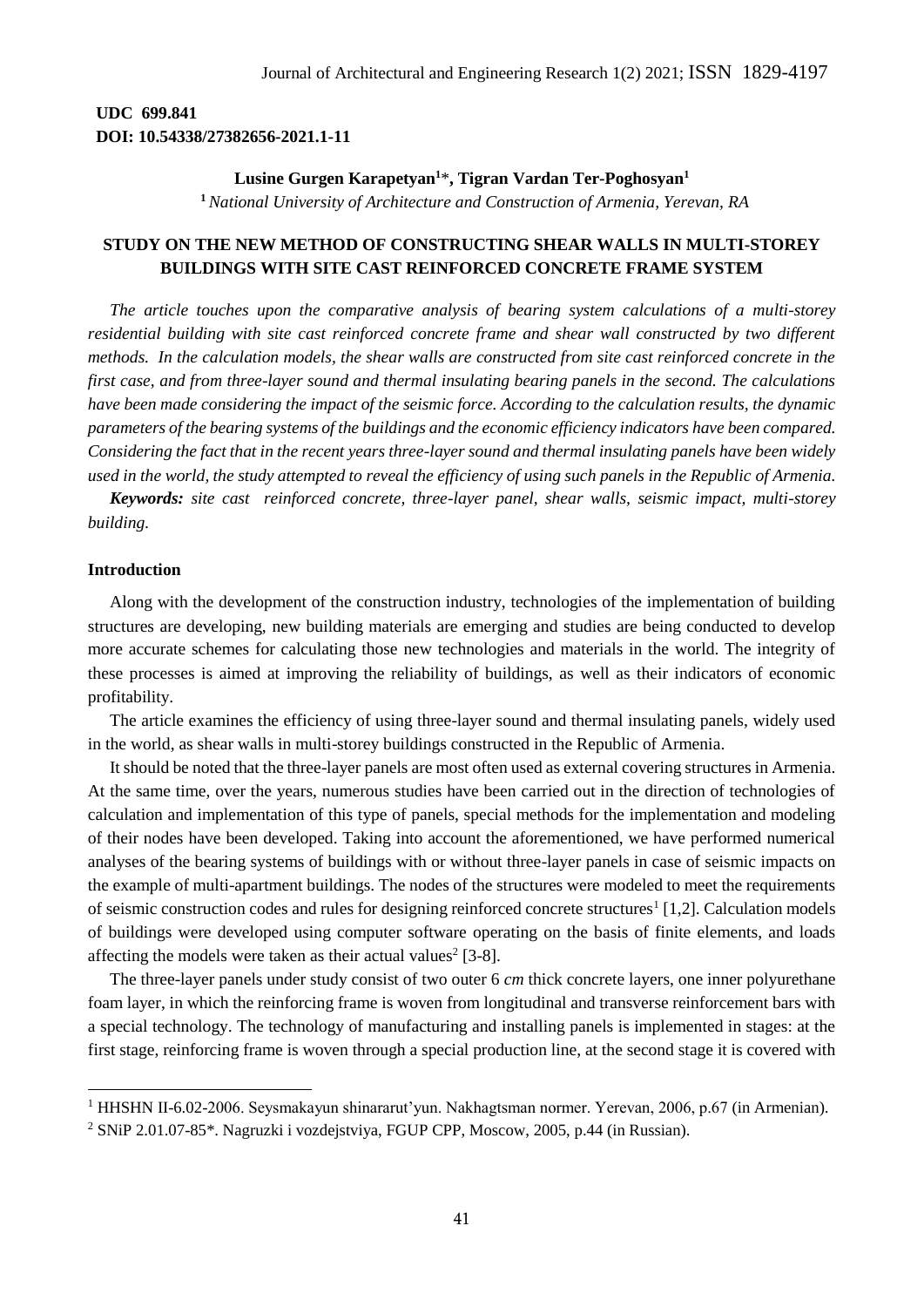**UDC 699.841**
**DOI: 10.54338/27382656-2021.1-11**

**Lusine Gurgen Karapetyan[1]*, Tigran Vardan Ter-Poghosyan[1]**

[1] *National University of Architecture and Construction of Armenia, Yerevan, RA*

# STUDY ON THE NEW METHOD OF CONSTRUCTING SHEAR WALLS IN MULTI-STOREY BUILDINGS WITH SITE CAST REINFORCED CONCRETE FRAME SYSTEM

*The article touches upon the comparative analysis of bearing system calculations of a multi-storey residential building with site cast reinforced concrete frame and shear wall constructed by two different methods. In the calculation models, the shear walls are constructed from site cast reinforced concrete in the first case, and from three-layer sound and thermal insulating bearing panels in the second. The calculations have been made considering the impact of the seismic force. According to the calculation results, the dynamic parameters of the bearing systems of the buildings and the economic efficiency indicators have been compared. Considering the fact that in the recent years three-layer sound and thermal insulating panels have been widely used in the world, the study attempted to reveal the efficiency of using such panels in the Republic of Armenia.*

***Keywords:*** *site cast reinforced concrete, three-layer panel, shear walls, seismic impact, multi-storey building.*

## Introduction

Along with the development of the construction industry, technologies of the implementation of building structures are developing, new building materials are emerging and studies are being conducted to develop more accurate schemes for calculating those new technologies and materials in the world. The integrity of these processes is aimed at improving the reliability of buildings, as well as their indicators of economic profitability.

The article examines the efficiency of using three-layer sound and thermal insulating panels, widely used in the world, as shear walls in multi-storey buildings constructed in the Republic of Armenia.

It should be noted that the three-layer panels are most often used as external covering structures in Armenia. At the same time, over the years, numerous studies have been carried out in the direction of technologies of calculation and implementation of this type of panels, special methods for the implementation and modeling of their nodes have been developed. Taking into account the aforementioned, we have performed numerical analyses of the bearing systems of buildings with or without three-layer panels in case of seismic impacts on the example of multi-apartment buildings. The nodes of the structures were modeled to meet the requirements of seismic construction codes and rules for designing reinforced concrete structures[1] [1,2]. Calculation models of buildings were developed using computer software operating on the basis of finite elements, and loads affecting the models were taken as their actual values[2] [3-8].

The three-layer panels under study consist of two outer 6 *cm* thick concrete layers, one inner polyurethane foam layer, in which the reinforcing frame is woven from longitudinal and transverse reinforcement bars with a special technology. The technology of manufacturing and installing panels is implemented in stages: at the first stage, reinforcing frame is woven through a special production line, at the second stage it is covered with

---

[1] HHSHN II-6.02-2006. Seysmakayun shinararut'yun. Nakhagtsman normer. Yerevan, 2006, p.67 (in Armenian).

[2] SNiP 2.01.07-85*. Nagruzki i vozdejstviya, FGUP CPP, Moscow, 2005, p.44 (in Russian).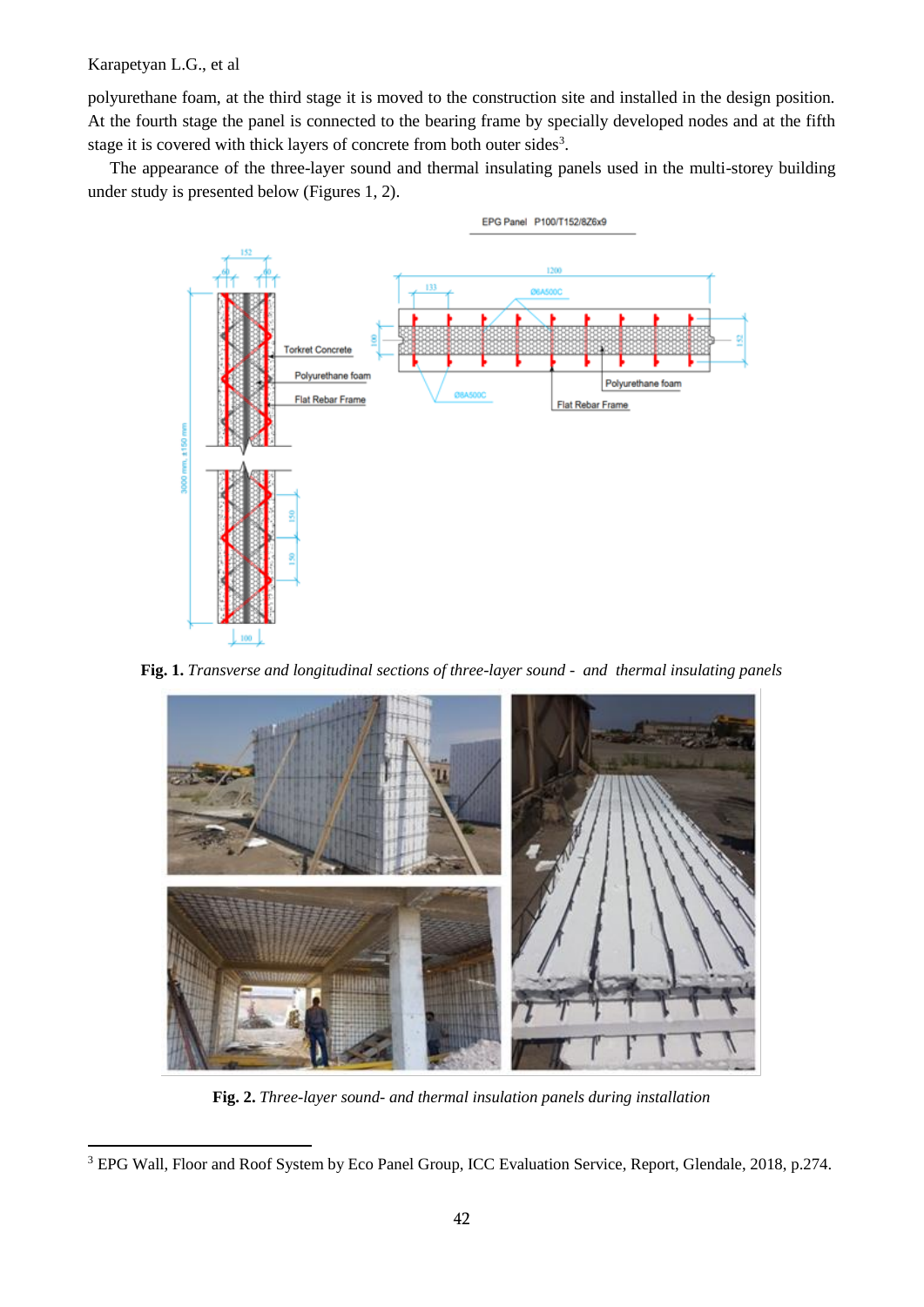polyurethane foam, at the third stage it is moved to the construction site and installed in the design position. At the fourth stage the panel is connected to the bearing frame by specially developed nodes and at the fifth stage it is covered with thick layers of concrete from both outer sides[3].

The appearance of the three-layer sound and thermal insulating panels used in the multi-storey building under study is presented below (Figures 1, 2).

EPG Panel P100/T152/8Z6x9

152
60
60
1200
133
Ø8A500C
Torkret Concrete
Polyurethane foam
Flat Rebar Frame
100
152
Ø8A500C
Polyurethane foam
Flat Rebar Frame
3000 mm, ±150 mm
150
150
100

**Fig. 1.** *Transverse and longitudinal sections of three-layer sound - and thermal insulating panels*

**Fig. 2.** *Three-layer sound- and thermal insulation panels during installation*

---

[3] EPG Wall, Floor and Roof System by Eco Panel Group, ICC Evaluation Service, Report, Glendale, 2018, p.274.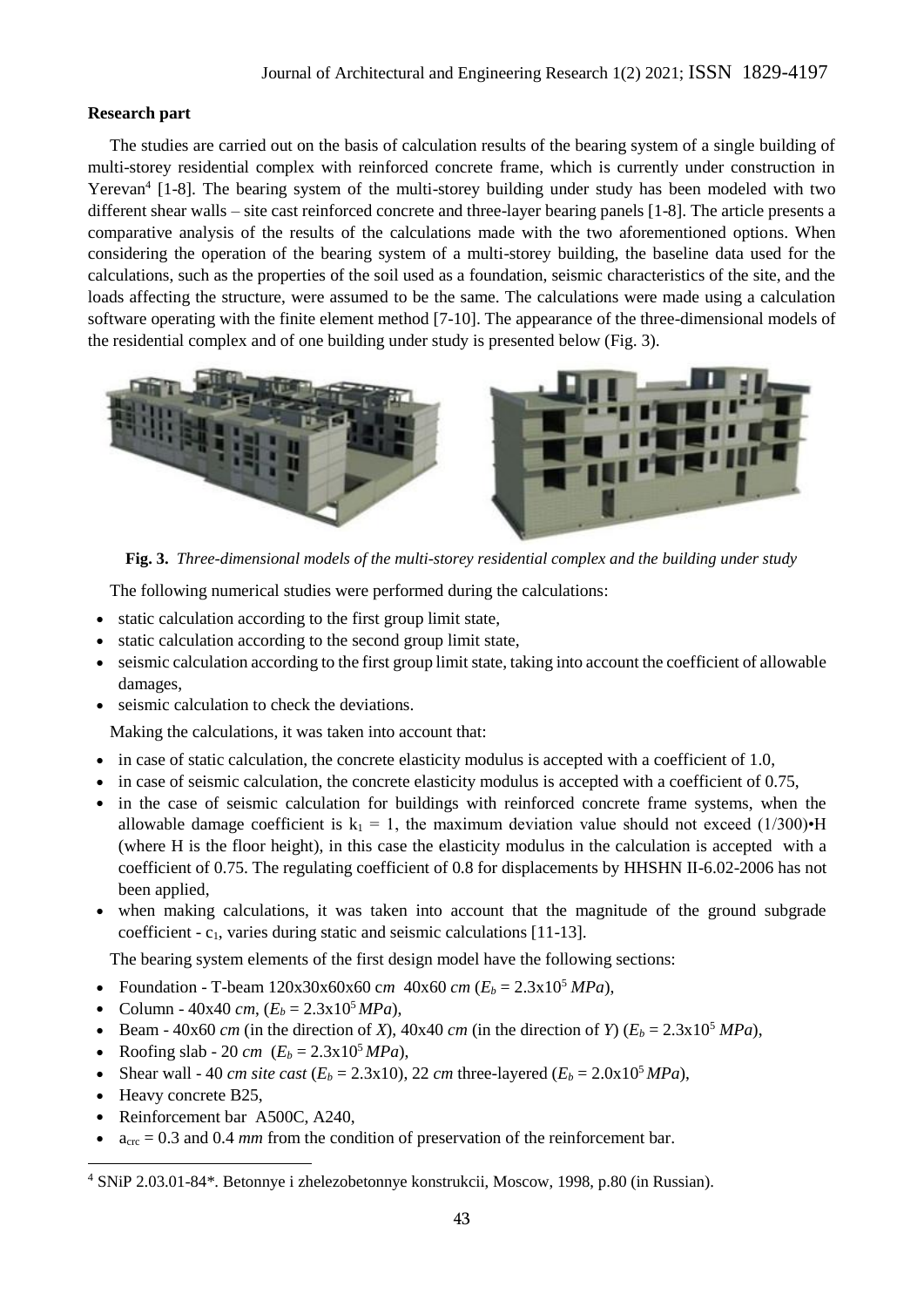**Research part**

The studies are carried out on the basis of calculation results of the bearing system of a single building of multi-storey residential complex with reinforced concrete frame, which is currently under construction in Yerevan[4] [1-8]. The bearing system of the multi-storey building under study has been modeled with two different shear walls – site cast reinforced concrete and three-layer bearing panels [1-8]. The article presents a comparative analysis of the results of the calculations made with the two aforementioned options. When considering the operation of the bearing system of a multi-storey building, the baseline data used for the calculations, such as the properties of the soil used as a foundation, seismic characteristics of the site, and the loads affecting the structure, were assumed to be the same. The calculations were made using a calculation software operating with the finite element method [7-10]. The appearance of the three-dimensional models of the residential complex and of one building under study is presented below (Fig. 3).

**Fig. 3.** *Three-dimensional models of the multi-storey residential complex and the building under study*

The following numerical studies were performed during the calculations:

- static calculation according to the first group limit state,
- static calculation according to the second group limit state,
- seismic calculation according to the first group limit state, taking into account the coefficient of allowable damages,
- seismic calculation to check the deviations.

Making the calculations, it was taken into account that:

- in case of static calculation, the concrete elasticity modulus is accepted with a coefficient of 1.0,
- in case of seismic calculation, the concrete elasticity modulus is accepted with a coefficient of 0.75,
- in the case of seismic calculation for buildings with reinforced concrete frame systems, when the allowable damage coefficient is $k_1 = 1$, the maximum deviation value should not exceed $(1/300) \cdot H$ (where H is the floor height), in this case the elasticity modulus in the calculation is accepted with a coefficient of 0.75. The regulating coefficient of 0.8 for displacements by HHSHN II-6.02-2006 has not been applied,
- when making calculations, it was taken into account that the magnitude of the ground subgrade coefficient - $c_1$, varies during static and seismic calculations [11-13].

The bearing system elements of the first design model have the following sections:

- Foundation - T-beam 120x30x60x60 *cm* 40x60 *cm* ($E_b = 2.3 \times 10^5$ *MPa*),
- Column - 40x40 *cm*, ($E_b = 2.3 \times 10^5$ *MPa*),
- Beam - 40x60 *cm* (in the direction of *X*), 40x40 *cm* (in the direction of *Y*) ($E_b = 2.3 \times 10^5$ *MPa*),
- Roofing slab - 20 *cm* ($E_b = 2.3 \times 10^5$ *MPa*),
- Shear wall - 40 *cm site cast* ($E_b = 2.3 \times 10$), 22 *cm* three-layered ($E_b = 2.0 \times 10^5$ *MPa*),
- Heavy concrete B25,
- Reinforcement bar A500C, A240,
- $a_{crc} = 0.3$ and 0.4 *mm* from the condition of preservation of the reinforcement bar.

[4] SNiP 2.03.01-84*. Betonnye i zhelezobetonnye konstrukcii, Moscow, 1998, p.80 (in Russian).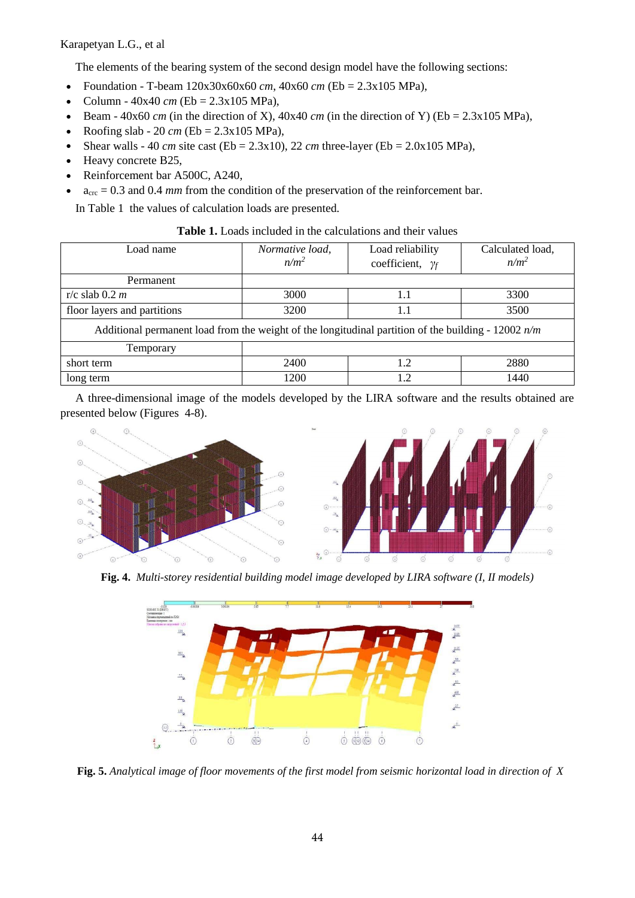The elements of the bearing system of the second design model have the following sections:

- Foundation - T-beam 120x30x60x60 *cm*, 40x60 *cm* (Eb = 2.3x105 MPa),
- Column - 40x40 *cm* (Eb = 2.3x105 MPa),
- Beam - 40x60 *cm* (in the direction of X), 40x40 *cm* (in the direction of Y) (Eb = 2.3x105 MPa),
- Roofing slab - 20 *cm* (Eb = 2.3x105 MPa),
- Shear walls - 40 *cm* site cast (Eb = 2.3x10), 22 *cm* three-layer (Eb = 2.0x105 MPa),
- Heavy concrete B25,
- Reinforcement bar A500C, A240,
- $a_{crc}$ = 0.3 and 0.4 *mm* from the condition of the preservation of the reinforcement bar.

In Table 1 the values of calculation loads are presented.

**Table 1.** Loads included in the calculations and their values

| Load name | *Normative load, $n/m^2$* | Load reliability coefficient, $\gamma_f$ | Calculated load, $n/m^2$ |
|---|---|---|---|
| Permanent | | | |
| r/c slab 0.2 *m* | 3000 | 1.1 | 3300 |
| floor layers and partitions | 3200 | 1.1 | 3500 |
| Additional permanent load from the weight of the longitudinal partition of the building - 12002 *n/m* | | | |
| Temporary | | | |
| short term | 2400 | 1.2 | 2880 |
| long term | 1200 | 1.2 | 1440 |

A three-dimensional image of the models developed by the LIRA software and the results obtained are presented below (Figures 4-8).

**Fig. 4.** *Multi-storey residential building model image developed by LIRA software (I, II models)*

**Fig. 5.** *Analytical image of floor movements of the first model from seismic horizontal load in direction of X*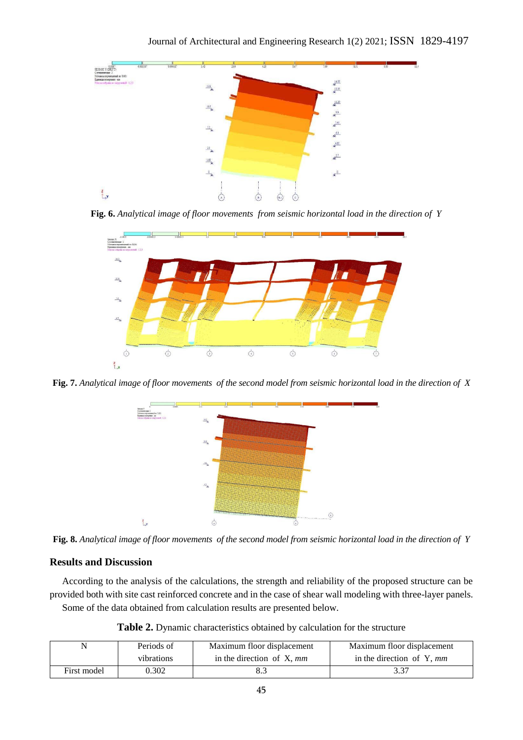**Fig. 6.** *Analytical image of floor movements from seismic horizontal load in the direction of Y*

**Fig. 7.** *Analytical image of floor movements of the second model from seismic horizontal load in the direction of X*

**Fig. 8.** *Analytical image of floor movements of the second model from seismic horizontal load in the direction of Y*

## Results and Discussion

According to the analysis of the calculations, the strength and reliability of the proposed structure can be provided both with site cast reinforced concrete and in the case of shear wall modeling with three-layer panels.

Some of the data obtained from calculation results are presented below.

**Table 2.** Dynamic characteristics obtained by calculation for the structure

| N | Periods of vibrations | Maximum floor displacement in the direction of X, *mm* | Maximum floor displacement in the direction of Y, *mm* |
|---|---|---|---|
| First model | 0.302 | 8.3 | 3.37 |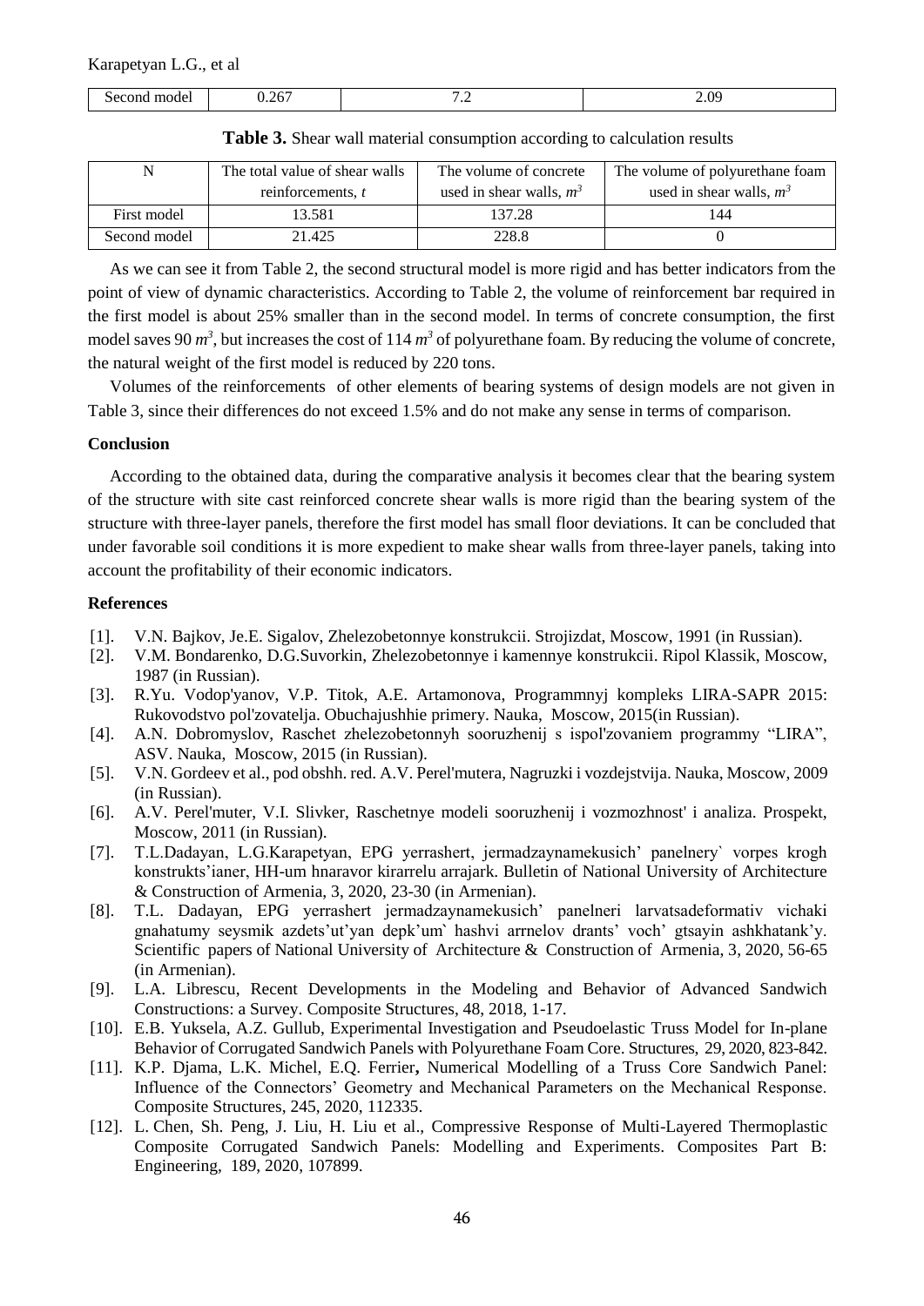| Second model | 0.267 | 7.2 | 2.09 |
| --- | --- | --- | --- |

**Table 3.** Shear wall material consumption according to calculation results

| N | The total value of shear walls reinforcements, *t* | The volume of concrete used in shear walls, $m^3$ | The volume of polyurethane foam used in shear walls, $m^3$ |
| --- | --- | --- | --- |
| First model | 13.581 | 137.28 | 144 |
| Second model | 21.425 | 228.8 | 0 |

As we can see it from Table 2, the second structural model is more rigid and has better indicators from the point of view of dynamic characteristics. According to Table 2, the volume of reinforcement bar required in the first model is about 25% smaller than in the second model. In terms of concrete consumption, the first model saves 90 $m^3$, but increases the cost of 114 $m^3$ of polyurethane foam. By reducing the volume of concrete, the natural weight of the first model is reduced by 220 tons.

Volumes of the reinforcements of other elements of bearing systems of design models are not given in Table 3, since their differences do not exceed 1.5% and do not make any sense in terms of comparison.

## Conclusion

According to the obtained data, during the comparative analysis it becomes clear that the bearing system of the structure with site cast reinforced concrete shear walls is more rigid than the bearing system of the structure with three-layer panels, therefore the first model has small floor deviations. It can be concluded that under favorable soil conditions it is more expedient to make shear walls from three-layer panels, taking into account the profitability of their economic indicators.

## References

[1]. V.N. Bajkov, Je.E. Sigalov, Zhelezobetonnye konstrukcii. Strojizdat, Moscow, 1991 (in Russian).

[2]. V.M. Bondarenko, D.G.Suvorkin, Zhelezobetonnye i kamennye konstrukcii. Ripol Klassik, Moscow, 1987 (in Russian).

[3]. R.Yu. Vodop'yanov, V.P. Titok, A.E. Artamonova, Programmnyj kompleks LIRA-SAPR 2015: Rukovodstvo pol'zovatelja. Obuchajushhie primery. Nauka, Moscow, 2015(in Russian).

[4]. A.N. Dobromyslov, Raschet zhelezobetonnyh sooruzhenij s ispol'zovaniem programmy "LIRA", ASV. Nauka, Moscow, 2015 (in Russian).

[5]. V.N. Gordeev et al., pod obshh. red. A.V. Perel'mutera, Nagruzki i vozdejstvija. Nauka, Moscow, 2009 (in Russian).

[6]. A.V. Perel'muter, V.I. Slivker, Raschetnye modeli sooruzhenij i vozmozhnost' i analiza. Prospekt, Moscow, 2011 (in Russian).

[7]. T.L.Dadayan, L.G.Karapetyan, EPG yerrashert, jermadzaynamekusich' panelnery` vorpes krogh konstrukts'ianer, HH-um hnaravor kirarrelu arrajark. Bulletin of National University of Architecture & Construction of Armenia, 3, 2020, 23-30 (in Armenian).

[8]. T.L. Dadayan, EPG yerrashert jermadzaynamekusich' panelneri larvatsadeformativ vichaki gnahatumy seysmik azdets'ut'yan depk'um` hashvi arrnelov drants' voch' gtsayin ashkhatank'y. Scientific papers of National University of Architecture & Construction of Armenia, 3, 2020, 56-65 (in Armenian).

[9]. L.A. Librescu, Recent Developments in the Modeling and Behavior of Advanced Sandwich Constructions: a Survey. Composite Structures, 48, 2018, 1-17.

[10]. E.B. Yuksela, A.Z. Gullub, Experimental Investigation and Pseudoelastic Truss Model for In-plane Behavior of Corrugated Sandwich Panels with Polyurethane Foam Core. Structures, 29, 2020, 823-842.

[11]. K.P. Djama, L.K. Michel, E.Q. Ferrier, Numerical Modelling of a Truss Core Sandwich Panel: Influence of the Connectors' Geometry and Mechanical Parameters on the Mechanical Response. Composite Structures, 245, 2020, 112335.

[12]. L. Chen, Sh. Peng, J. Liu, H. Liu et al., Compressive Response of Multi-Layered Thermoplastic Composite Corrugated Sandwich Panels: Modelling and Experiments. Composites Part B: Engineering, 189, 2020, 107899.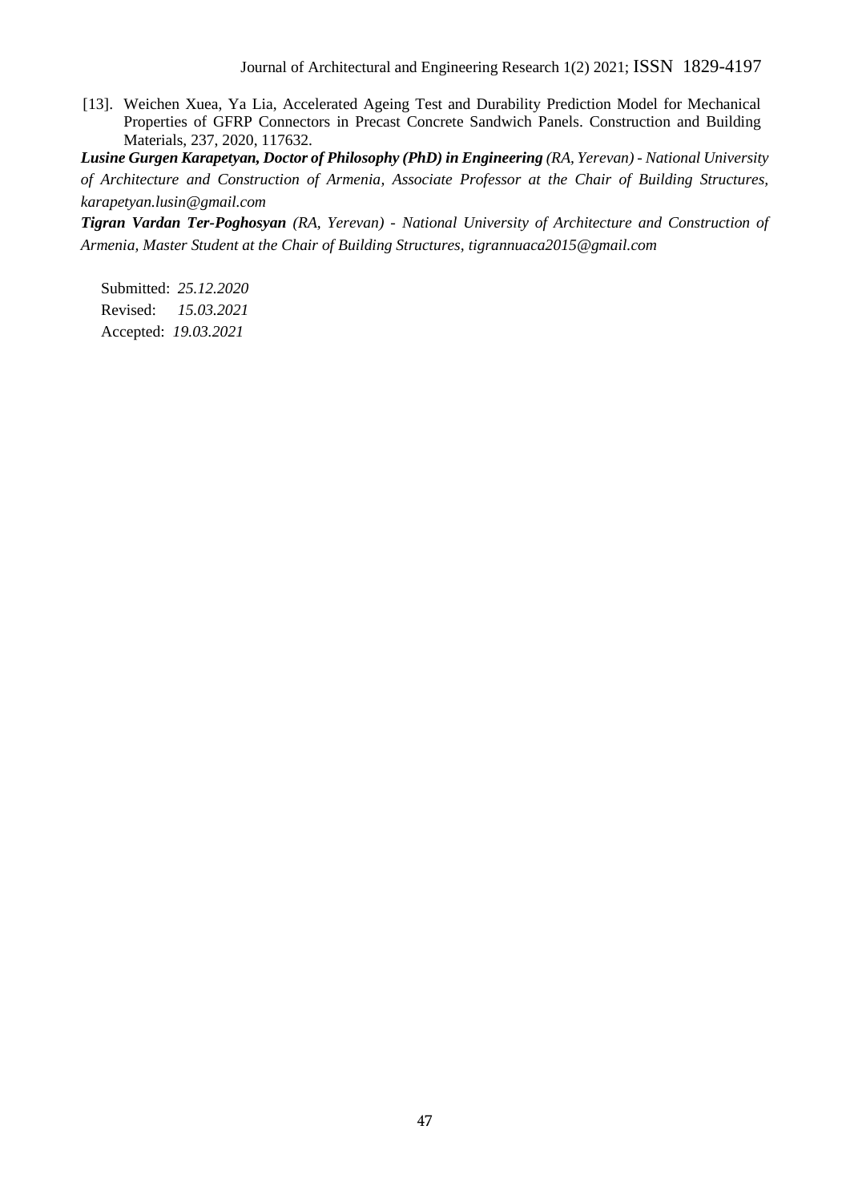[13]. Weichen Xuea, Ya Lia, Accelerated Ageing Test and Durability Prediction Model for Mechanical Properties of GFRP Connectors in Precast Concrete Sandwich Panels. Construction and Building Materials, 237, 2020, 117632.

***Lusine Gurgen Karapetyan, Doctor of Philosophy (PhD) in Engineering*** *(RA, Yerevan) - National University of Architecture and Construction of Armenia, Associate Professor at the Chair of Building Structures, karapetyan.lusin@gmail.com*

***Tigran Vardan Ter-Poghosyan*** *(RA, Yerevan) - National University of Architecture and Construction of Armenia, Master Student at the Chair of Building Structures, tigrannuaca2015@gmail.com*

Submitted: *25.12.2020*
Revised: *15.03.2021*
Accepted: *19.03.2021*